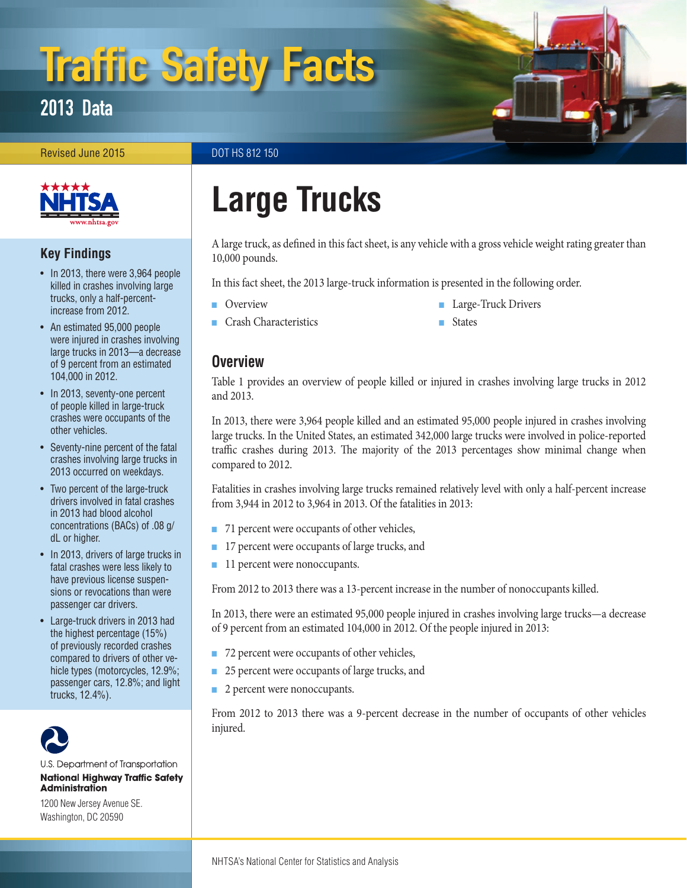# Traffic Safety Facts

## 2013 Data

Revised June 2015

DOT HS 812 150

# Large Trucks

A large truck, as defined in this fact sheet, is any vehicle with a gross vehicle weight rating greater than 10,000 pounds.

In this fact sheet, the 2013 large-truck information is presented in the following order.

- Overview
- Crash Characteristics
- Large-Truck Drivers
- States

## Key Findings

- In 2013, there were 3,964 people killed in crashes involving large trucks, only a half-percent-increase from 2012.
- An estimated 95,000 people were injured in crashes involving large trucks in 2013—a decrease of 9 percent from an estimated 104,000 in 2012.
- In 2013, seventy-one percent of people killed in large-truck crashes were occupants of the other vehicles.
- Seventy-nine percent of the fatal crashes involving large trucks in 2013 occurred on weekdays.
- Two percent of the large-truck drivers involved in fatal crashes in 2013 had blood alcohol concentrations (BACs) of .08 g/dL or higher.
- In 2013, drivers of large trucks in fatal crashes were less likely to have previous license suspensions or revocations than were passenger car drivers.
- Large-truck drivers in 2013 had the highest percentage (15%) of previously recorded crashes compared to drivers of other vehicle types (motorcycles, 12.9%; passenger cars, 12.8%; and light trucks, 12.4%).

## Overview

Table 1 provides an overview of people killed or injured in crashes involving large trucks in 2012 and 2013.

In 2013, there were 3,964 people killed and an estimated 95,000 people injured in crashes involving large trucks. In the United States, an estimated 342,000 large trucks were involved in police-reported traffic crashes during 2013. The majority of the 2013 percentages show minimal change when compared to 2012.

Fatalities in crashes involving large trucks remained relatively level with only a half-percent increase from 3,944 in 2012 to 3,964 in 2013. Of the fatalities in 2013:

- 71 percent were occupants of other vehicles,
- 17 percent were occupants of large trucks, and
- 11 percent were nonoccupants.

From 2012 to 2013 there was a 13-percent increase in the number of nonoccupants killed.

In 2013, there were an estimated 95,000 people injured in crashes involving large trucks—a decrease of 9 percent from an estimated 104,000 in 2012. Of the people injured in 2013:

- 72 percent were occupants of other vehicles,
- 25 percent were occupants of large trucks, and
- 2 percent were nonoccupants.

From 2012 to 2013 there was a 9-percent decrease in the number of occupants of other vehicles injured.

U.S. Department of Transportation
**National Highway Traffic Safety Administration**
1200 New Jersey Avenue SE.
Washington, DC 20590

NHTSA's National Center for Statistics and Analysis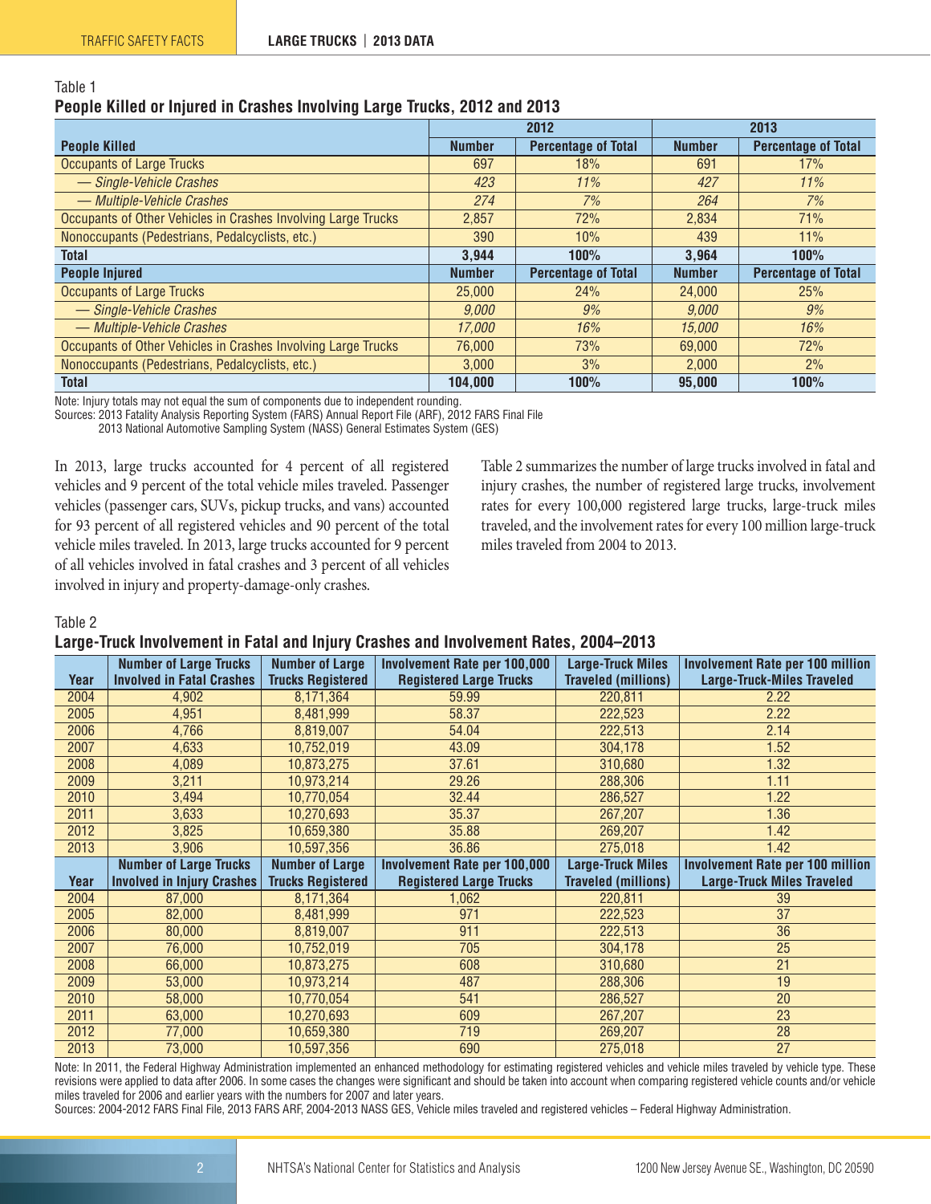Table 1

**People Killed or Injured in Crashes Involving Large Trucks, 2012 and 2013**

| | 2012 | | 2013 | |
|---|---|---|---|---|
| **People Killed** | **Number** | **Percentage of Total** | **Number** | **Percentage of Total** |
| Occupants of Large Trucks | 697 | 18% | 691 | 17% |
| *— Single-Vehicle Crashes* | *423* | *11%* | *427* | *11%* |
| *— Multiple-Vehicle Crashes* | *274* | *7%* | *264* | *7%* |
| Occupants of Other Vehicles in Crashes Involving Large Trucks | 2,857 | 72% | 2,834 | 71% |
| Nonoccupants (Pedestrians, Pedalcyclists, etc.) | 390 | 10% | 439 | 11% |
| **Total** | **3,944** | **100%** | **3,964** | **100%** |
| **People Injured** | **Number** | **Percentage of Total** | **Number** | **Percentage of Total** |
| Occupants of Large Trucks | 25,000 | 24% | 24,000 | 25% |
| *— Single-Vehicle Crashes* | *9,000* | *9%* | *9,000* | *9%* |
| *— Multiple-Vehicle Crashes* | *17,000* | *16%* | *15,000* | *16%* |
| Occupants of Other Vehicles in Crashes Involving Large Trucks | 76,000 | 73% | 69,000 | 72% |
| Nonoccupants (Pedestrians, Pedalcyclists, etc.) | 3,000 | 3% | 2,000 | 2% |
| **Total** | **104,000** | **100%** | **95,000** | **100%** |

Note: Injury totals may not equal the sum of components due to independent rounding.

Sources: 2013 Fatality Analysis Reporting System (FARS) Annual Report File (ARF), 2012 FARS Final File

2013 National Automotive Sampling System (NASS) General Estimates System (GES)

In 2013, large trucks accounted for 4 percent of all registered vehicles and 9 percent of the total vehicle miles traveled. Passenger vehicles (passenger cars, SUVs, pickup trucks, and vans) accounted for 93 percent of all registered vehicles and 90 percent of the total vehicle miles traveled. In 2013, large trucks accounted for 9 percent of all vehicles involved in fatal crashes and 3 percent of all vehicles involved in injury and property-damage-only crashes.

Table 2 summarizes the number of large trucks involved in fatal and injury crashes, the number of registered large trucks, involvement rates for every 100,000 registered large trucks, large-truck miles traveled, and the involvement rates for every 100 million large-truck miles traveled from 2004 to 2013.

Table 2

**Large-Truck Involvement in Fatal and Injury Crashes and Involvement Rates, 2004–2013**

| Year | Number of Large Trucks Involved in Fatal Crashes | Number of Large Trucks Registered | Involvement Rate per 100,000 Registered Large Trucks | Large-Truck Miles Traveled (millions) | Involvement Rate per 100 million Large-Truck-Miles Traveled |
|---|---|---|---|---|---|
| 2004 | 4,902 | 8,171,364 | 59.99 | 220,811 | 2.22 |
| 2005 | 4,951 | 8,481,999 | 58.37 | 222,523 | 2.22 |
| 2006 | 4,766 | 8,819,007 | 54.04 | 222,513 | 2.14 |
| 2007 | 4,633 | 10,752,019 | 43.09 | 304,178 | 1.52 |
| 2008 | 4,089 | 10,873,275 | 37.61 | 310,680 | 1.32 |
| 2009 | 3,211 | 10,973,214 | 29.26 | 288,306 | 1.11 |
| 2010 | 3,494 | 10,770,054 | 32.44 | 286,527 | 1.22 |
| 2011 | 3,633 | 10,270,693 | 35.37 | 267,207 | 1.36 |
| 2012 | 3,825 | 10,659,380 | 35.88 | 269,207 | 1.42 |
| 2013 | 3,906 | 10,597,356 | 36.86 | 275,018 | 1.42 |
| **Year** | **Number of Large Trucks Involved in Injury Crashes** | **Number of Large Trucks Registered** | **Involvement Rate per 100,000 Registered Large Trucks** | **Large-Truck Miles Traveled (millions)** | **Involvement Rate per 100 million Large-Truck Miles Traveled** |
| 2004 | 87,000 | 8,171,364 | 1,062 | 220,811 | 39 |
| 2005 | 82,000 | 8,481,999 | 971 | 222,523 | 37 |
| 2006 | 80,000 | 8,819,007 | 911 | 222,513 | 36 |
| 2007 | 76,000 | 10,752,019 | 705 | 304,178 | 25 |
| 2008 | 66,000 | 10,873,275 | 608 | 310,680 | 21 |
| 2009 | 53,000 | 10,973,214 | 487 | 288,306 | 19 |
| 2010 | 58,000 | 10,770,054 | 541 | 286,527 | 20 |
| 2011 | 63,000 | 10,270,693 | 609 | 267,207 | 23 |
| 2012 | 77,000 | 10,659,380 | 719 | 269,207 | 28 |
| 2013 | 73,000 | 10,597,356 | 690 | 275,018 | 27 |

Note: In 2011, the Federal Highway Administration implemented an enhanced methodology for estimating registered vehicles and vehicle miles traveled by vehicle type. These revisions were applied to data after 2006. In some cases the changes were significant and should be taken into account when comparing registered vehicle counts and/or vehicle miles traveled for 2006 and earlier years with the numbers for 2007 and later years.

Sources: 2004-2012 FARS Final File, 2013 FARS ARF, 2004-2013 NASS GES, Vehicle miles traveled and registered vehicles – Federal Highway Administration.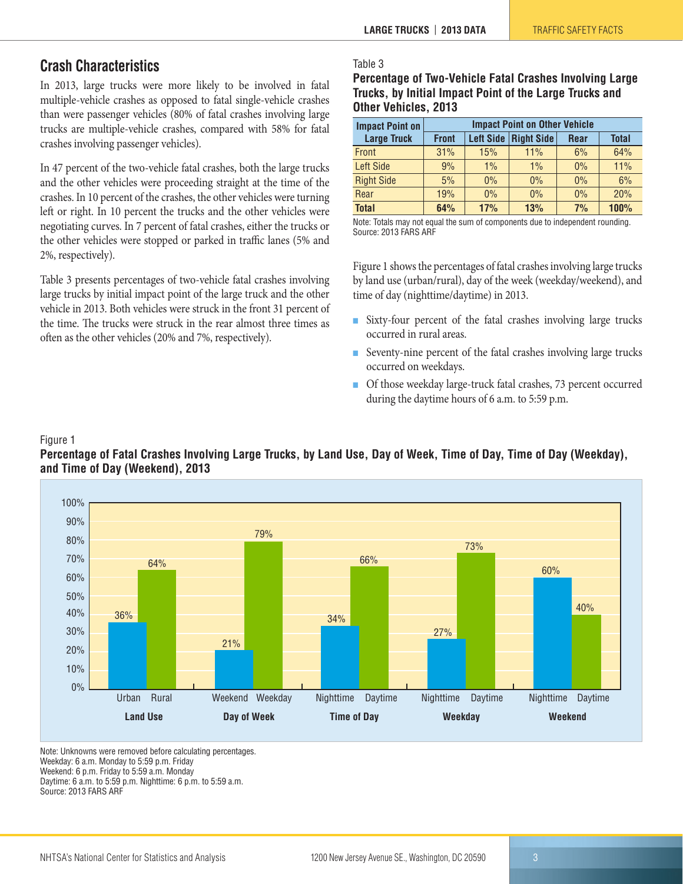## Crash Characteristics

In 2013, large trucks were more likely to be involved in fatal multiple-vehicle crashes as opposed to fatal single-vehicle crashes than were passenger vehicles (80% of fatal crashes involving large trucks are multiple-vehicle crashes, compared with 58% for fatal crashes involving passenger vehicles).

In 47 percent of the two-vehicle fatal crashes, both the large trucks and the other vehicles were proceeding straight at the time of the crashes. In 10 percent of the crashes, the other vehicles were turning left or right. In 10 percent the trucks and the other vehicles were negotiating curves. In 7 percent of fatal crashes, either the trucks or the other vehicles were stopped or parked in traffic lanes (5% and 2%, respectively).

Table 3 presents percentages of two-vehicle fatal crashes involving large trucks by initial impact point of the large truck and the other vehicle in 2013. Both vehicles were struck in the front 31 percent of the time. The trucks were struck in the rear almost three times as often as the other vehicles (20% and 7%, respectively).

Table 3

**Percentage of Two-Vehicle Fatal Crashes Involving Large Trucks, by Initial Impact Point of the Large Trucks and Other Vehicles, 2013**

| Impact Point on Large Truck | Impact Point on Other Vehicle | | | | |
|---|---|---|---|---|---|
| | Front | Left Side | Right Side | Rear | Total |
| Front | 31% | 15% | 11% | 6% | 64% |
| Left Side | 9% | 1% | 1% | 0% | 11% |
| Right Side | 5% | 0% | 0% | 0% | 6% |
| Rear | 19% | 0% | 0% | 0% | 20% |
| **Total** | **64%** | **17%** | **13%** | **7%** | **100%** |

Note: Totals may not equal the sum of components due to independent rounding.
Source: 2013 FARS ARF

Figure 1 shows the percentages of fatal crashes involving large trucks by land use (urban/rural), day of the week (weekday/weekend), and time of day (nighttime/daytime) in 2013.

- Sixty-four percent of the fatal crashes involving large trucks occurred in rural areas.
- Seventy-nine percent of the fatal crashes involving large trucks occurred on weekdays.
- Of those weekday large-truck fatal crashes, 73 percent occurred during the daytime hours of 6 a.m. to 5:59 p.m.

Figure 1

**Percentage of Fatal Crashes Involving Large Trucks, by Land Use, Day of Week, Time of Day, Time of Day (Weekday), and Time of Day (Weekend), 2013**

| Category | | Percentage |
|---|---|---|
| Land Use | Urban | 36% |
| | Rural | 64% |
| Day of Week | Weekend | 21% |
| | Weekday | 79% |
| Time of Day | Nighttime | 34% |
| | Daytime | 66% |
| Weekday | Nighttime | 27% |
| | Daytime | 73% |
| Weekend | Nighttime | 60% |
| | Daytime | 40% |

Note: Unknowns were removed before calculating percentages.
Weekday: 6 a.m. Monday to 5:59 p.m. Friday
Weekend: 6 p.m. Friday to 5:59 a.m. Monday
Daytime: 6 a.m. to 5:59 p.m. Nighttime: 6 p.m. to 5:59 a.m.
Source: 2013 FARS ARF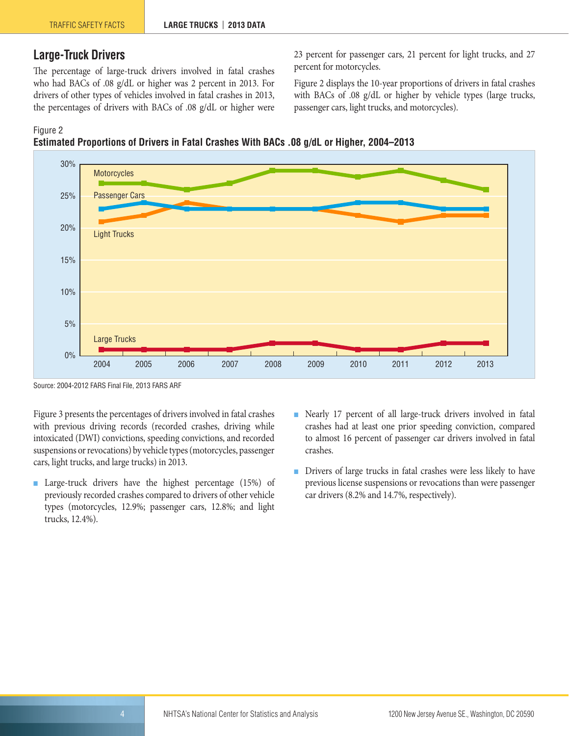## Large-Truck Drivers

The percentage of large-truck drivers involved in fatal crashes who had BACs of .08 g/dL or higher was 2 percent in 2013. For drivers of other types of vehicles involved in fatal crashes in 2013, the percentages of drivers with BACs of .08 g/dL or higher were 23 percent for passenger cars, 21 percent for light trucks, and 27 percent for motorcycles.

Figure 2 displays the 10-year proportions of drivers in fatal crashes with BACs of .08 g/dL or higher by vehicle types (large trucks, passenger cars, light trucks, and motorcycles).

Figure 2
**Estimated Proportions of Drivers in Fatal Crashes With BACs .08 g/dL or Higher, 2004–2013**

Source: 2004-2012 FARS Final File, 2013 FARS ARF

Figure 3 presents the percentages of drivers involved in fatal crashes with previous driving records (recorded crashes, driving while intoxicated (DWI) convictions, speeding convictions, and recorded suspensions or revocations) by vehicle types (motorcycles, passenger cars, light trucks, and large trucks) in 2013.

- Large-truck drivers have the highest percentage (15%) of previously recorded crashes compared to drivers of other vehicle types (motorcycles, 12.9%; passenger cars, 12.8%; and light trucks, 12.4%).
- Nearly 17 percent of all large-truck drivers involved in fatal crashes had at least one prior speeding conviction, compared to almost 16 percent of passenger car drivers involved in fatal crashes.
- Drivers of large trucks in fatal crashes were less likely to have previous license suspensions or revocations than were passenger car drivers (8.2% and 14.7%, respectively).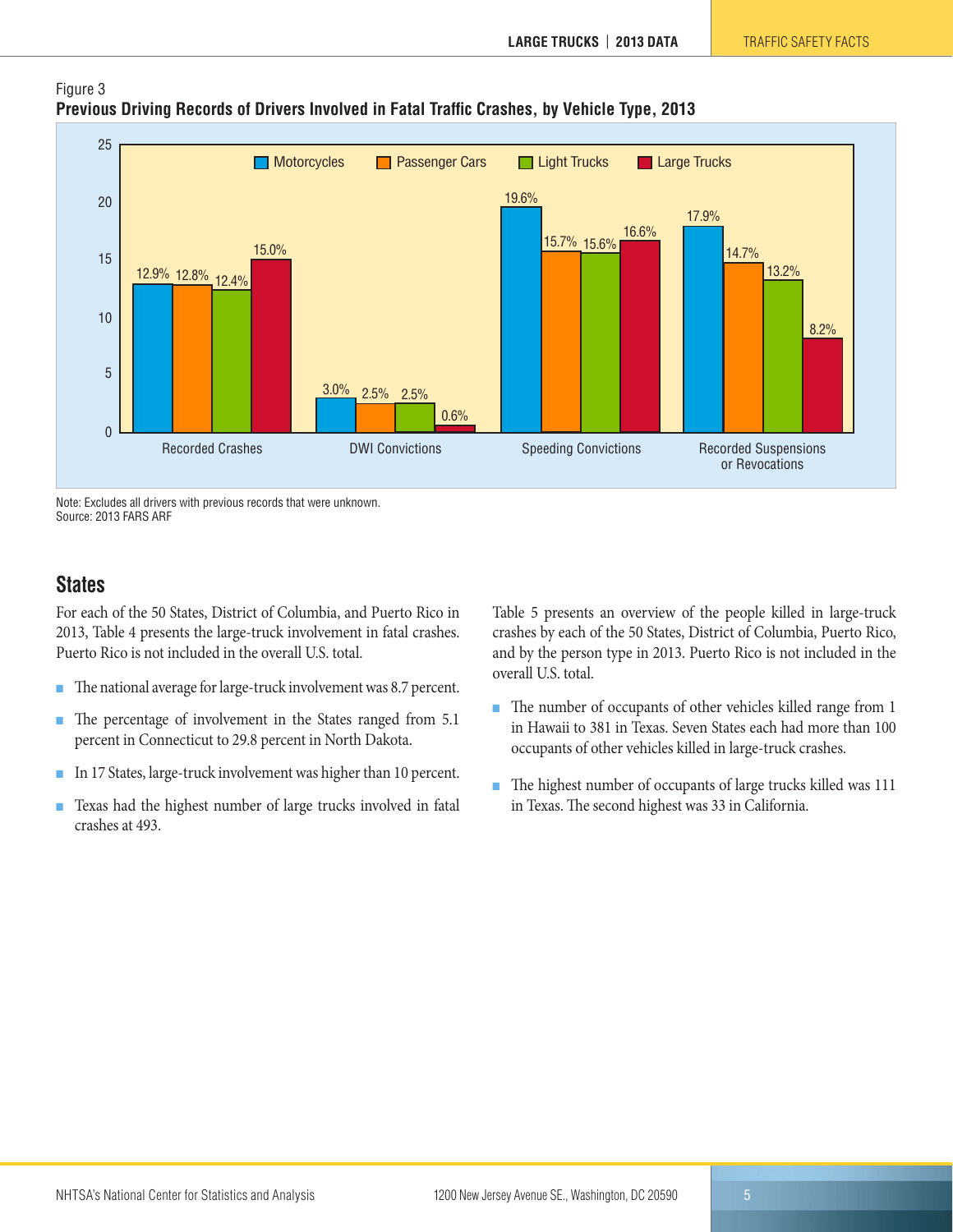Figure 3
**Previous Driving Records of Drivers Involved in Fatal Traffic Crashes, by Vehicle Type, 2013**

| | Motorcycles | Passenger Cars | Light Trucks | Large Trucks |
|---|---|---|---|---|
| Recorded Crashes | 12.9% | 12.8% | 12.4% | 15.0% |
| DWI Convictions | 3.0% | 2.5% | 2.5% | 0.6% |
| Speeding Convictions | 19.6% | 15.7% | 15.6% | 16.6% |
| Recorded Suspensions or Revocations | 17.9% | 14.7% | 13.2% | 8.2% |

Note: Excludes all drivers with previous records that were unknown.
Source: 2013 FARS ARF

## States

For each of the 50 States, District of Columbia, and Puerto Rico in 2013, Table 4 presents the large-truck involvement in fatal crashes. Puerto Rico is not included in the overall U.S. total.

- The national average for large-truck involvement was 8.7 percent.
- The percentage of involvement in the States ranged from 5.1 percent in Connecticut to 29.8 percent in North Dakota.
- In 17 States, large-truck involvement was higher than 10 percent.
- Texas had the highest number of large trucks involved in fatal crashes at 493.

Table 5 presents an overview of the people killed in large-truck crashes by each of the 50 States, District of Columbia, Puerto Rico, and by the person type in 2013. Puerto Rico is not included in the overall U.S. total.

- The number of occupants of other vehicles killed range from 1 in Hawaii to 381 in Texas. Seven States each had more than 100 occupants of other vehicles killed in large-truck crashes.
- The highest number of occupants of large trucks killed was 111 in Texas. The second highest was 33 in California.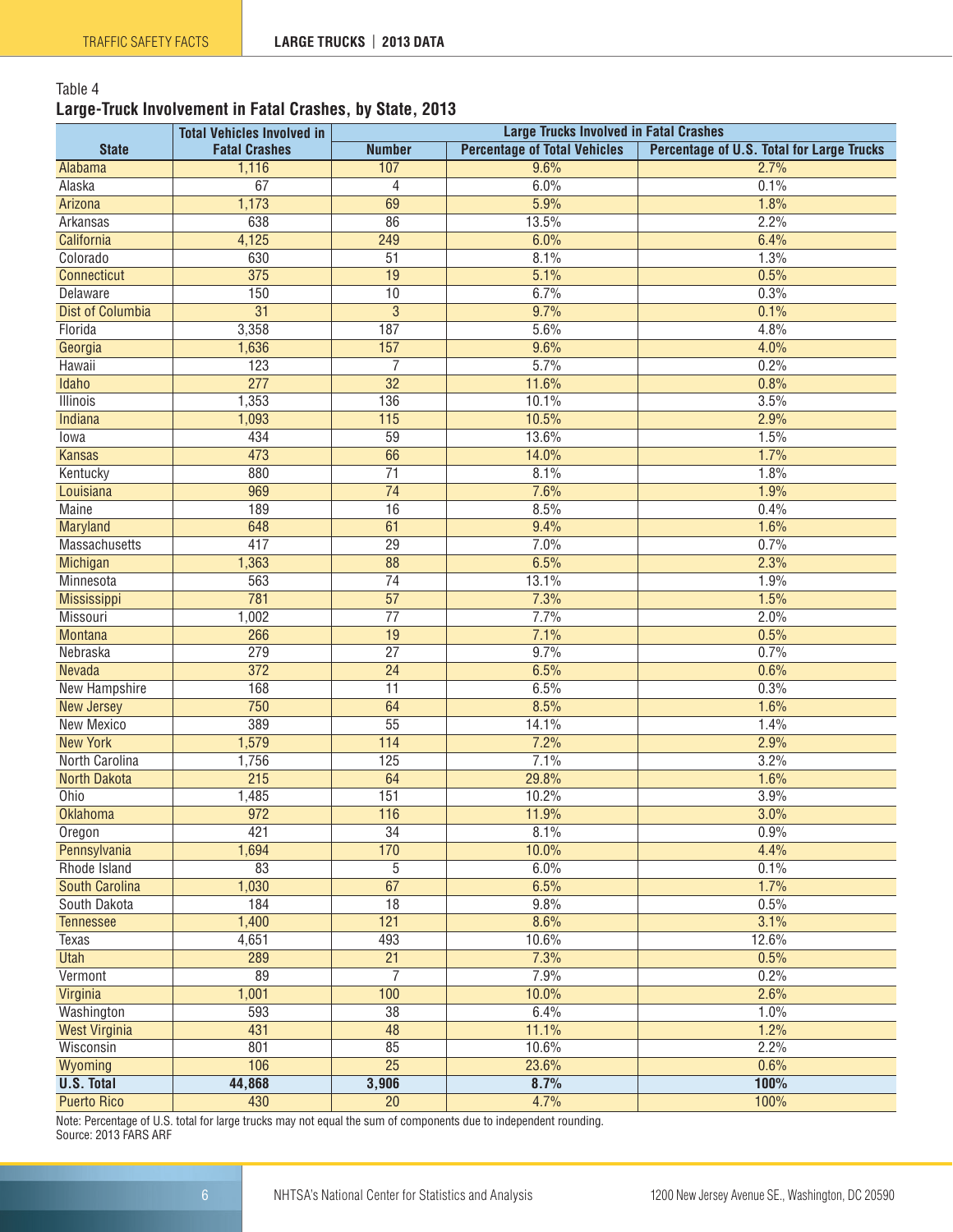Table 4

**Large-Truck Involvement in Fatal Crashes, by State, 2013**

| State | Total Vehicles Involved in Fatal Crashes | Large Trucks Involved in Fatal Crashes | | |
|---|---|---|---|---|
| | | Number | Percentage of Total Vehicles | Percentage of U.S. Total for Large Trucks |
| Alabama | 1,116 | 107 | 9.6% | 2.7% |
| Alaska | 67 | 4 | 6.0% | 0.1% |
| Arizona | 1,173 | 69 | 5.9% | 1.8% |
| Arkansas | 638 | 86 | 13.5% | 2.2% |
| California | 4,125 | 249 | 6.0% | 6.4% |
| Colorado | 630 | 51 | 8.1% | 1.3% |
| Connecticut | 375 | 19 | 5.1% | 0.5% |
| Delaware | 150 | 10 | 6.7% | 0.3% |
| Dist of Columbia | 31 | 3 | 9.7% | 0.1% |
| Florida | 3,358 | 187 | 5.6% | 4.8% |
| Georgia | 1,636 | 157 | 9.6% | 4.0% |
| Hawaii | 123 | 7 | 5.7% | 0.2% |
| Idaho | 277 | 32 | 11.6% | 0.8% |
| Illinois | 1,353 | 136 | 10.1% | 3.5% |
| Indiana | 1,093 | 115 | 10.5% | 2.9% |
| Iowa | 434 | 59 | 13.6% | 1.5% |
| Kansas | 473 | 66 | 14.0% | 1.7% |
| Kentucky | 880 | 71 | 8.1% | 1.8% |
| Louisiana | 969 | 74 | 7.6% | 1.9% |
| Maine | 189 | 16 | 8.5% | 0.4% |
| Maryland | 648 | 61 | 9.4% | 1.6% |
| Massachusetts | 417 | 29 | 7.0% | 0.7% |
| Michigan | 1,363 | 88 | 6.5% | 2.3% |
| Minnesota | 563 | 74 | 13.1% | 1.9% |
| Mississippi | 781 | 57 | 7.3% | 1.5% |
| Missouri | 1,002 | 77 | 7.7% | 2.0% |
| Montana | 266 | 19 | 7.1% | 0.5% |
| Nebraska | 279 | 27 | 9.7% | 0.7% |
| Nevada | 372 | 24 | 6.5% | 0.6% |
| New Hampshire | 168 | 11 | 6.5% | 0.3% |
| New Jersey | 750 | 64 | 8.5% | 1.6% |
| New Mexico | 389 | 55 | 14.1% | 1.4% |
| New York | 1,579 | 114 | 7.2% | 2.9% |
| North Carolina | 1,756 | 125 | 7.1% | 3.2% |
| North Dakota | 215 | 64 | 29.8% | 1.6% |
| Ohio | 1,485 | 151 | 10.2% | 3.9% |
| Oklahoma | 972 | 116 | 11.9% | 3.0% |
| Oregon | 421 | 34 | 8.1% | 0.9% |
| Pennsylvania | 1,694 | 170 | 10.0% | 4.4% |
| Rhode Island | 83 | 5 | 6.0% | 0.1% |
| South Carolina | 1,030 | 67 | 6.5% | 1.7% |
| South Dakota | 184 | 18 | 9.8% | 0.5% |
| Tennessee | 1,400 | 121 | 8.6% | 3.1% |
| Texas | 4,651 | 493 | 10.6% | 12.6% |
| Utah | 289 | 21 | 7.3% | 0.5% |
| Vermont | 89 | 7 | 7.9% | 0.2% |
| Virginia | 1,001 | 100 | 10.0% | 2.6% |
| Washington | 593 | 38 | 6.4% | 1.0% |
| West Virginia | 431 | 48 | 11.1% | 1.2% |
| Wisconsin | 801 | 85 | 10.6% | 2.2% |
| Wyoming | 106 | 25 | 23.6% | 0.6% |
| **U.S. Total** | **44,868** | **3,906** | **8.7%** | **100%** |
| Puerto Rico | 430 | 20 | 4.7% | 100% |

Note: Percentage of U.S. total for large trucks may not equal the sum of components due to independent rounding.
Source: 2013 FARS ARF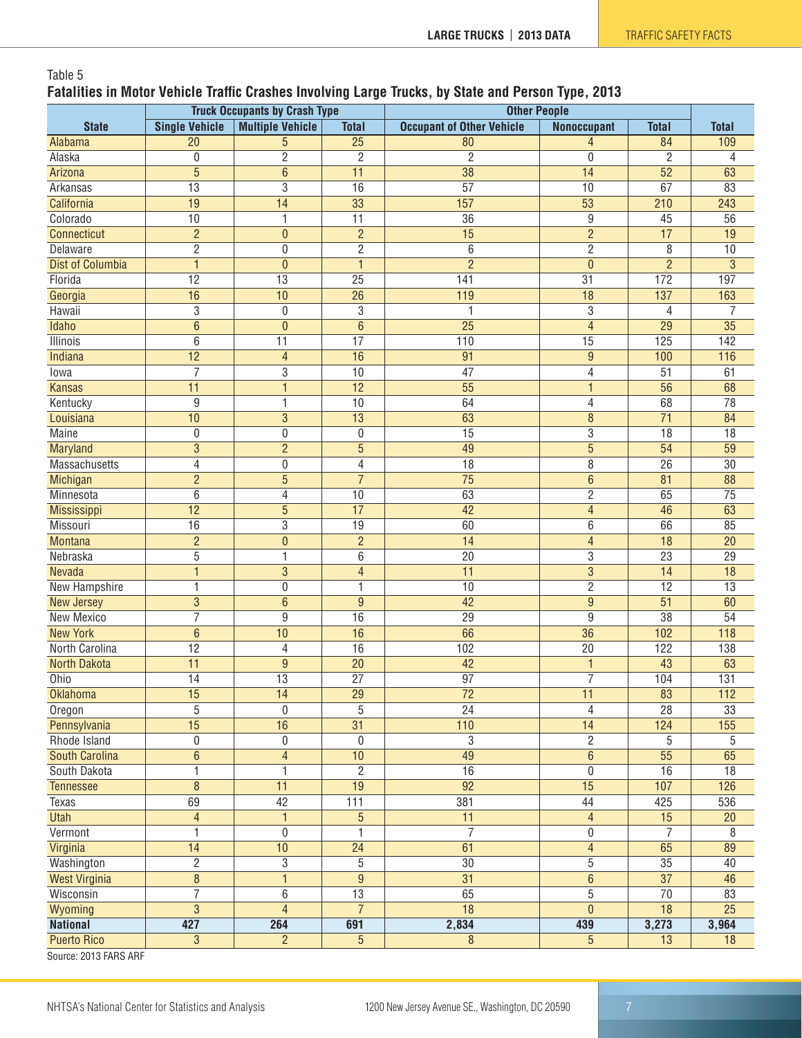Table 5

**Fatalities in Motor Vehicle Traffic Crashes Involving Large Trucks, by State and Person Type, 2013**

| State | Truck Occupants by Crash Type | | | Other People | | | Total |
|---|---|---|---|---|---|---|---|
| | Single Vehicle | Multiple Vehicle | Total | Occupant of Other Vehicle | Nonoccupant | Total | |
| Alabama | 20 | 5 | 25 | 80 | 4 | 84 | 109 |
| Alaska | 0 | 2 | 2 | 2 | 0 | 2 | 4 |
| Arizona | 5 | 6 | 11 | 38 | 14 | 52 | 63 |
| Arkansas | 13 | 3 | 16 | 57 | 10 | 67 | 83 |
| California | 19 | 14 | 33 | 157 | 53 | 210 | 243 |
| Colorado | 10 | 1 | 11 | 36 | 9 | 45 | 56 |
| Connecticut | 2 | 0 | 2 | 15 | 2 | 17 | 19 |
| Delaware | 2 | 0 | 2 | 6 | 2 | 8 | 10 |
| Dist of Columbia | 1 | 0 | 1 | 2 | 0 | 2 | 3 |
| Florida | 12 | 13 | 25 | 141 | 31 | 172 | 197 |
| Georgia | 16 | 10 | 26 | 119 | 18 | 137 | 163 |
| Hawaii | 3 | 0 | 3 | 1 | 3 | 4 | 7 |
| Idaho | 6 | 0 | 6 | 25 | 4 | 29 | 35 |
| Illinois | 6 | 11 | 17 | 110 | 15 | 125 | 142 |
| Indiana | 12 | 4 | 16 | 91 | 9 | 100 | 116 |
| Iowa | 7 | 3 | 10 | 47 | 4 | 51 | 61 |
| Kansas | 11 | 1 | 12 | 55 | 1 | 56 | 68 |
| Kentucky | 9 | 1 | 10 | 64 | 4 | 68 | 78 |
| Louisiana | 10 | 3 | 13 | 63 | 8 | 71 | 84 |
| Maine | 0 | 0 | 0 | 15 | 3 | 18 | 18 |
| Maryland | 3 | 2 | 5 | 49 | 5 | 54 | 59 |
| Massachusetts | 4 | 0 | 4 | 18 | 8 | 26 | 30 |
| Michigan | 2 | 5 | 7 | 75 | 6 | 81 | 88 |
| Minnesota | 6 | 4 | 10 | 63 | 2 | 65 | 75 |
| Mississippi | 12 | 5 | 17 | 42 | 4 | 46 | 63 |
| Missouri | 16 | 3 | 19 | 60 | 6 | 66 | 85 |
| Montana | 2 | 0 | 2 | 14 | 4 | 18 | 20 |
| Nebraska | 5 | 1 | 6 | 20 | 3 | 23 | 29 |
| Nevada | 1 | 3 | 4 | 11 | 3 | 14 | 18 |
| New Hampshire | 1 | 0 | 1 | 10 | 2 | 12 | 13 |
| New Jersey | 3 | 6 | 9 | 42 | 9 | 51 | 60 |
| New Mexico | 7 | 9 | 16 | 29 | 9 | 38 | 54 |
| New York | 6 | 10 | 16 | 66 | 36 | 102 | 118 |
| North Carolina | 12 | 4 | 16 | 102 | 20 | 122 | 138 |
| North Dakota | 11 | 9 | 20 | 42 | 1 | 43 | 63 |
| Ohio | 14 | 13 | 27 | 97 | 7 | 104 | 131 |
| Oklahoma | 15 | 14 | 29 | 72 | 11 | 83 | 112 |
| Oregon | 5 | 0 | 5 | 24 | 4 | 28 | 33 |
| Pennsylvania | 15 | 16 | 31 | 110 | 14 | 124 | 155 |
| Rhode Island | 0 | 0 | 0 | 3 | 2 | 5 | 5 |
| South Carolina | 6 | 4 | 10 | 49 | 6 | 55 | 65 |
| South Dakota | 1 | 1 | 2 | 16 | 0 | 16 | 18 |
| Tennessee | 8 | 11 | 19 | 92 | 15 | 107 | 126 |
| Texas | 69 | 42 | 111 | 381 | 44 | 425 | 536 |
| Utah | 4 | 1 | 5 | 11 | 4 | 15 | 20 |
| Vermont | 1 | 0 | 1 | 7 | 0 | 7 | 8 |
| Virginia | 14 | 10 | 24 | 61 | 4 | 65 | 89 |
| Washington | 2 | 3 | 5 | 30 | 5 | 35 | 40 |
| West Virginia | 8 | 1 | 9 | 31 | 6 | 37 | 46 |
| Wisconsin | 7 | 6 | 13 | 65 | 5 | 70 | 83 |
| Wyoming | 3 | 4 | 7 | 18 | 0 | 18 | 25 |
| **National** | **427** | **264** | **691** | **2,834** | **439** | **3,273** | **3,964** |
| Puerto Rico | 3 | 2 | 5 | 8 | 5 | 13 | 18 |

Source: 2013 FARS ARF

NHTSA's National Center for Statistics and Analysis 1200 New Jersey Avenue SE., Washington, DC 20590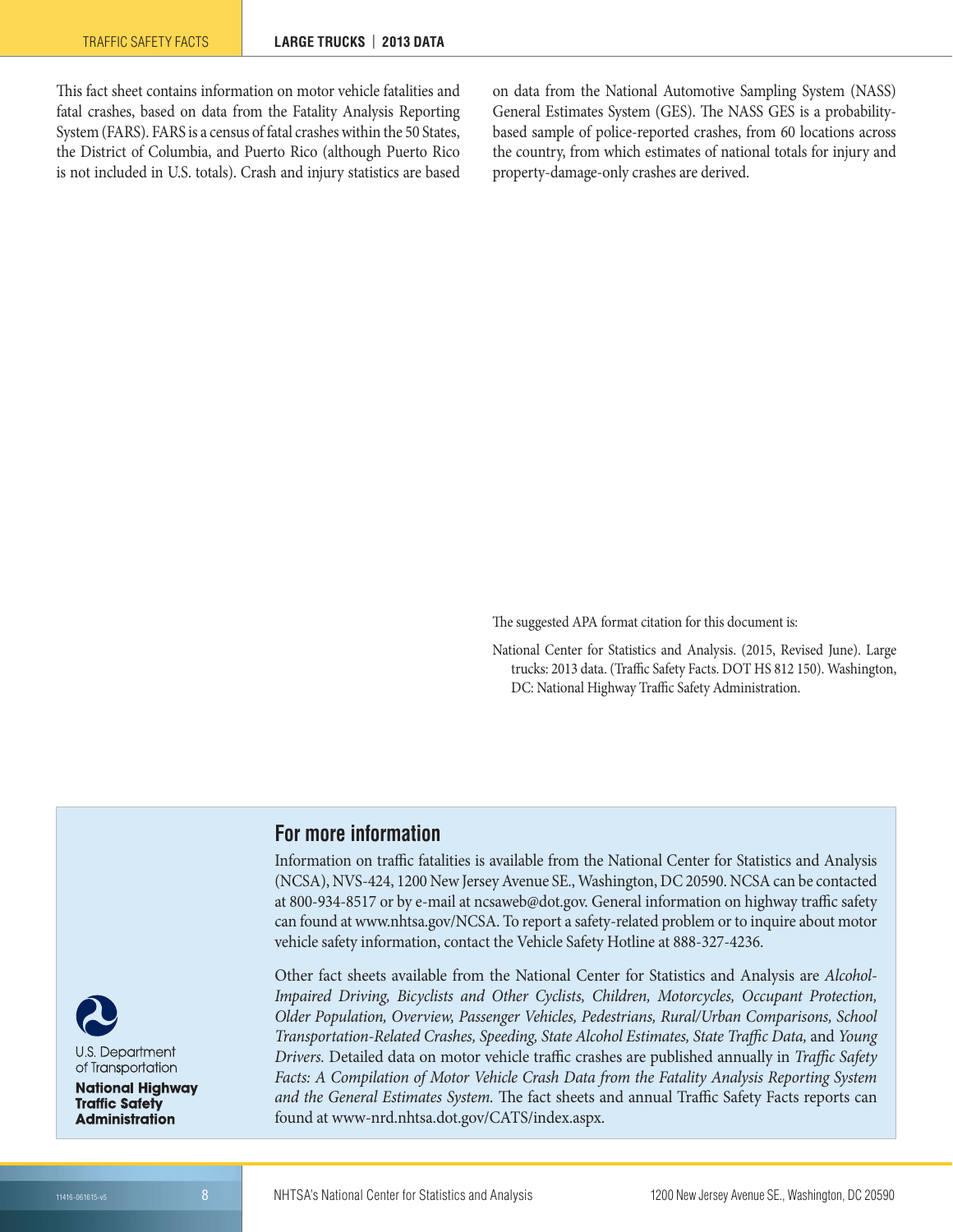This fact sheet contains information on motor vehicle fatalities and fatal crashes, based on data from the Fatality Analysis Reporting System (FARS). FARS is a census of fatal crashes within the 50 States, the District of Columbia, and Puerto Rico (although Puerto Rico is not included in U.S. totals). Crash and injury statistics are based on data from the National Automotive Sampling System (NASS) General Estimates System (GES). The NASS GES is a probability-based sample of police-reported crashes, from 60 locations across the country, from which estimates of national totals for injury and property-damage-only crashes are derived.

The suggested APA format citation for this document is:

National Center for Statistics and Analysis. (2015, Revised June). Large trucks: 2013 data. (Traffic Safety Facts. DOT HS 812 150). Washington, DC: National Highway Traffic Safety Administration.

## For more information

Information on traffic fatalities is available from the National Center for Statistics and Analysis (NCSA), NVS-424, 1200 New Jersey Avenue SE., Washington, DC 20590. NCSA can be contacted at 800-934-8517 or by e-mail at ncsaweb@dot.gov. General information on highway traffic safety can found at www.nhtsa.gov/NCSA. To report a safety-related problem or to inquire about motor vehicle safety information, contact the Vehicle Safety Hotline at 888-327-4236.

Other fact sheets available from the National Center for Statistics and Analysis are *Alcohol-Impaired Driving, Bicyclists and Other Cyclists, Children, Motorcycles, Occupant Protection, Older Population, Overview, Passenger Vehicles, Pedestrians, Rural/Urban Comparisons, School Transportation-Related Crashes, Speeding, State Alcohol Estimates, State Traffic Data,* and *Young Drivers.* Detailed data on motor vehicle traffic crashes are published annually in *Traffic Safety Facts: A Compilation of Motor Vehicle Crash Data from the Fatality Analysis Reporting System and the General Estimates System.* The fact sheets and annual Traffic Safety Facts reports can found at www-nrd.nhtsa.dot.gov/CATS/index.aspx.

U.S. Department of Transportation

**National Highway Traffic Safety Administration**

11416-061615-v5